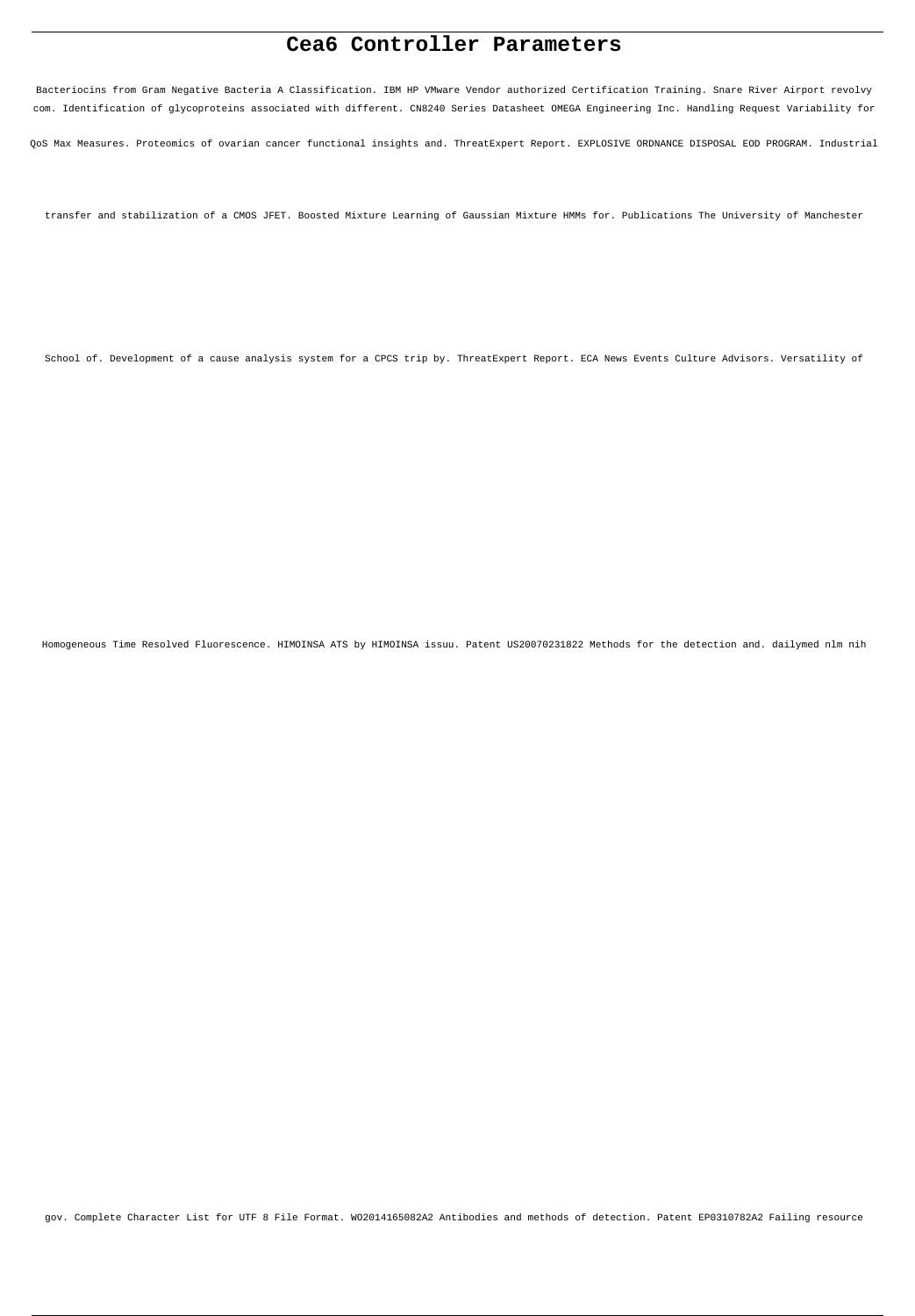# Cea6 Controller Parameters

Bacteriocins from Gram Negative Bacteria A Classification. IBM HP VMware Vendor authorized Certification Training. Snare River Airport revolvy com. Identification of glycoproteins associated with different. CN8240 Series Datasheet OMEGA Engineering Inc. Handling Request Variability for QoS Max Measures. Proteomics of ovarian cancer functional insights and. ThreatExpert Report. EXPLOSIVE ORDNANCE DISPOSAL EOD PROGRAM. Industrial transfer and stabilization of a CMOS JFET. Boosted Mixture Learning of Gaussian Mixture HMMs for. Publications The University of Manchester School of. Development of a cause analysis system for a CPCS trip by. ThreatExpert Report. ECA News Events Culture Advisors. Versatility of Homogeneous Time Resolved Fluorescence. HIMOINSA ATS by HIMOINSA issuu. Patent US20070231822 Methods for the detection and. dailymed nlm nih gov. Complete Character List for UTF 8 File Format. WO2014165082A2 Antibodies and methods of detection. Patent EP0310782A2 Failing resource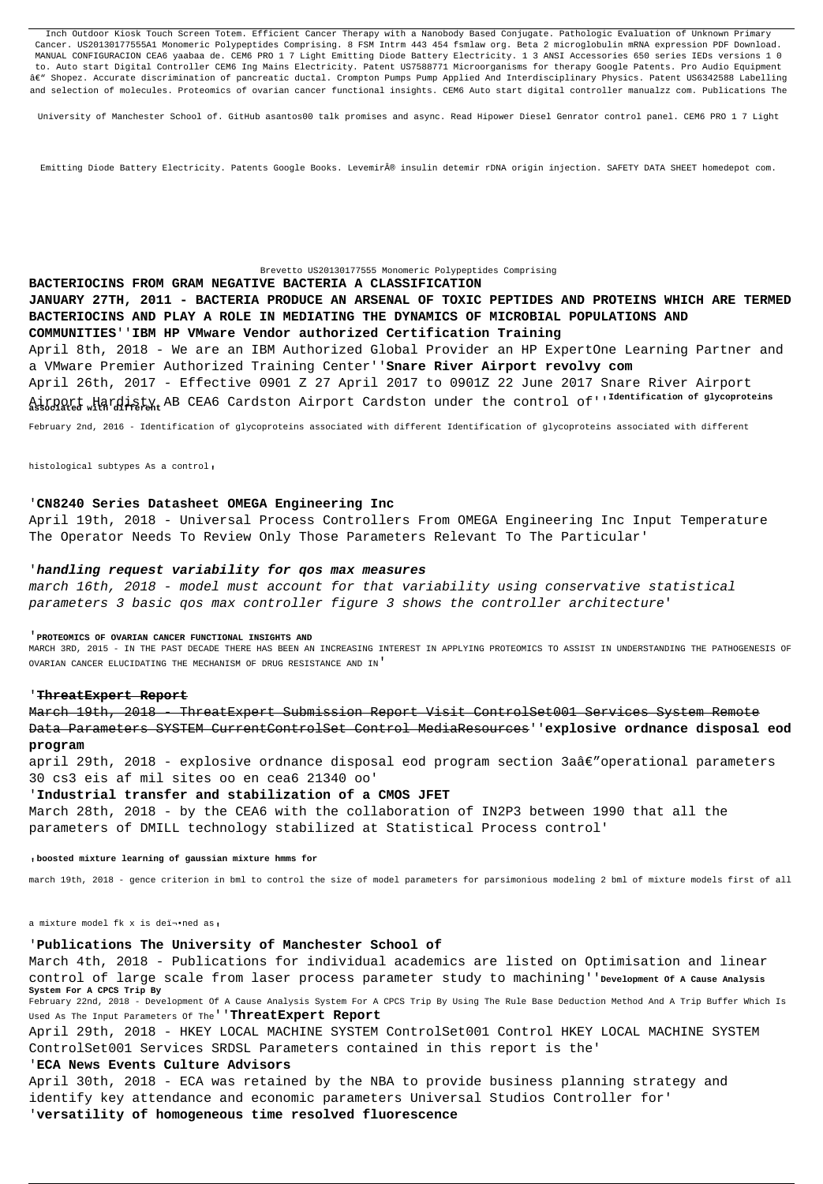Inch Outdoor Kiosk Touch Screen Totem. Efficient Cancer Therapy with a Nanobody Based Conjugate. Pathologic Evaluation of Unknown Primary Cancer. US20130177555A1 Monomeric Polypeptides Comprising. 8 FSM Intrm 443 454 fsmlaw org. Beta 2 microglobulin mRNA expression PDF Download. MANUAL CONFIGURACION CEA6 yaabaa de. CEM6 PRO 1 7 Light Emitting Diode Battery Electricity. 1 3 ANSI Accessories 650 series IEDs versions 1 0 to. Auto start Digital Controller CEM6 Ing Mains Electricity. Patent US7588771 Microorganisms for therapy Google Patents. Pro Audio Equipment â€" Shopez. Accurate discrimination of pancreatic ductal. Crompton Pumps Pump Applied And Interdisciplinary Physics. Patent US6342588 Labelling and selection of molecules. Proteomics of ovarian cancer functional insights. CEM6 Auto start digital controller manualzz com. Publications The University of Manchester School of. GitHub asantos00 talk promises and async. Read Hipower Diesel Genrator control panel. CEM6 PRO 1 7 Light Emitting Diode Battery Electricity. Patents Google Books. LevemirÂ® insulin detemir rDNA origin injection. SAFETY DATA SHEET homedepot com.

Brevetto US20130177555 Monomeric Polypeptides Comprising

**BACTERIOCINS FROM GRAM NEGATIVE BACTERIA A CLASSIFICATION**

**JANUARY 27TH, 2011 - BACTERIA PRODUCE AN ARSENAL OF TOXIC PEPTIDES AND PROTEINS WHICH ARE TERMED BACTERIOCINS AND PLAY A ROLE IN MEDIATING THE DYNAMICS OF MICROBIAL POPULATIONS AND COMMUNITIES**''**IBM HP VMware Vendor authorized Certification Training**

April 8th, 2018 - We are an IBM Authorized Global Provider an HP ExpertOne Learning Partner and a VMware Premier Authorized Training Center''**Snare River Airport revolvy com**

April 26th, 2017 - Effective 0901 Z 27 April 2017 to 0901Z 22 June 2017 Snare River Airport Airport Hardisty AB CEA6 Cardston Airport Cardston under the control of''**Identification of glycoproteins associated with different**

February 2nd, 2016 - Identification of glycoproteins associated with different Identification of glycoproteins associated with different histological subtypes As a control'

'**CN8240 Series Datasheet OMEGA Engineering Inc**

April 19th, 2018 - Universal Process Controllers From OMEGA Engineering Inc Input Temperature The Operator Needs To Review Only Those Parameters Relevant To The Particular'

'***handling request variability for qos max measures***

*march 16th, 2018 - model must account for that variability using conservative statistical parameters 3 basic qos max controller figure 3 shows the controller architecture*'

'**PROTEOMICS OF OVARIAN CANCER FUNCTIONAL INSIGHTS AND**

MARCH 3RD, 2015 - IN THE PAST DECADE THERE HAS BEEN AN INCREASING INTEREST IN APPLYING PROTEOMICS TO ASSIST IN UNDERSTANDING THE PATHOGENESIS OF OVARIAN CANCER ELUCIDATING THE MECHANISM OF DRUG RESISTANCE AND IN'

'**ThreatExpert Report**

March 19th, 2018 - ThreatExpert Submission Report Visit ControlSet001 Services System Remote Data Parameters SYSTEM CurrentControlSet Control MediaResources''**explosive ordnance disposal eod program**

april 29th, 2018 - explosive ordnance disposal eod program section 3aâ€"operational parameters 30 cs3 eis af mil sites oo en cea6 21340 oo'

'**Industrial transfer and stabilization of a CMOS JFET**

March 28th, 2018 - by the CEA6 with the collaboration of IN2P3 between 1990 that all the parameters of DMILL technology stabilized at Statistical Process control'

'**boosted mixture learning of gaussian mixture hmms for**

march 19th, 2018 - gence criterion in bml to control the size of model parameters for parsimonious modeling 2 bml of mixture models first of all a mixture model fk x is deï¬•ned as'

'**Publications The University of Manchester School of**

March 4th, 2018 - Publications for individual academics are listed on Optimisation and linear control of large scale from laser process parameter study to machining''**Development Of A Cause Analysis System For A CPCS Trip By**

February 22nd, 2018 - Development Of A Cause Analysis System For A CPCS Trip By Using The Rule Base Deduction Method And A Trip Buffer Which Is Used As The Input Parameters Of The''**ThreatExpert Report**

April 29th, 2018 - HKEY LOCAL MACHINE SYSTEM ControlSet001 Control HKEY LOCAL MACHINE SYSTEM ControlSet001 Services SRDSL Parameters contained in this report is the'

'**ECA News Events Culture Advisors**

April 30th, 2018 - ECA was retained by the NBA to provide business planning strategy and identify key attendance and economic parameters Universal Studios Controller for'

'**versatility of homogeneous time resolved fluorescence**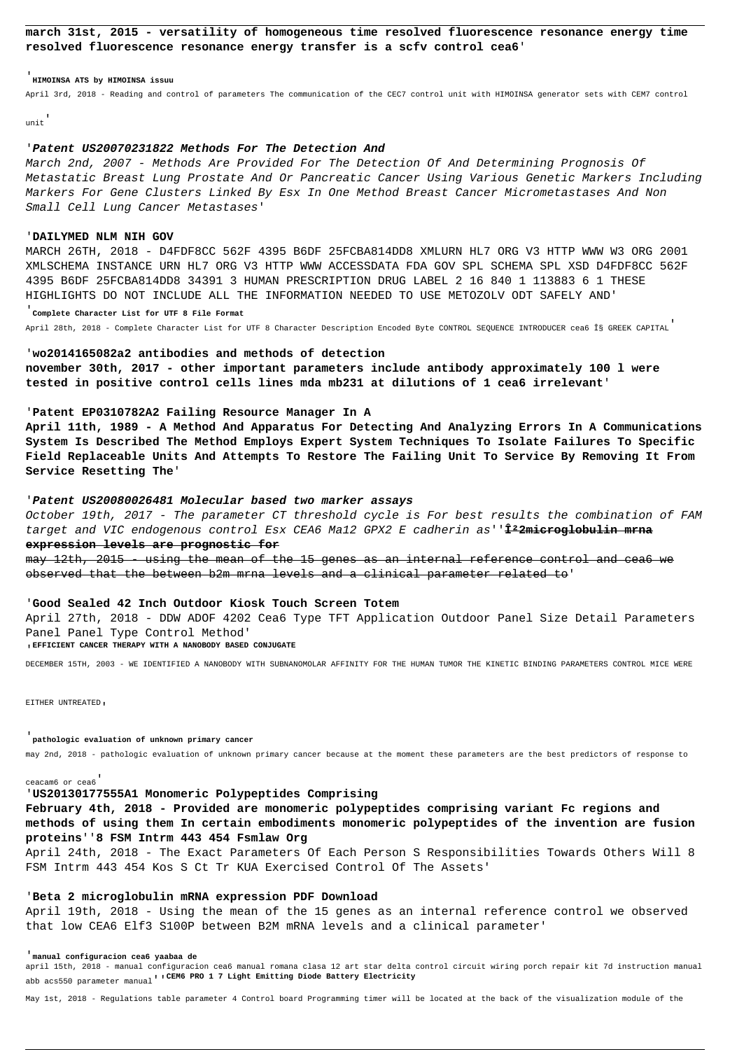**march 31st, 2015 - versatility of homogeneous time resolved fluorescence resonance energy time resolved fluorescence resonance energy transfer is a scfv control cea6**'

'**HIMOINSA ATS by HIMOINSA issuu**

April 3rd, 2018 - Reading and control of parameters The communication of the CEC7 control unit with HIMOINSA generator sets with CEM7 control unit'

'***Patent US20070231822 Methods For The Detection And***

*March 2nd, 2007 - Methods Are Provided For The Detection Of And Determining Prognosis Of Metastatic Breast Lung Prostate And Or Pancreatic Cancer Using Various Genetic Markers Including Markers For Gene Clusters Linked By Esx In One Method Breast Cancer Micrometastases And Non Small Cell Lung Cancer Metastases*'

'**DAILYMED NLM NIH GOV**

MARCH 26TH, 2018 - D4FDF8CC 562F 4395 B6DF 25FCBA814DD8 XMLURN HL7 ORG V3 HTTP WWW W3 ORG 2001 XMLSCHEMA INSTANCE URN HL7 ORG V3 HTTP WWW ACCESSDATA FDA GOV SPL SCHEMA SPL XSD D4FDF8CC 562F 4395 B6DF 25FCBA814DD8 34391 3 HUMAN PRESCRIPTION DRUG LABEL 2 16 840 1 113883 6 1 THESE HIGHLIGHTS DO NOT INCLUDE ALL THE INFORMATION NEEDED TO USE METOZOLV ODT SAFELY AND'

'**Complete Character List for UTF 8 File Format**

April 28th, 2018 - Complete Character List for UTF 8 Character Description Encoded Byte CONTROL SEQUENCE INTRODUCER cea6 Î§ GREEK CAPITAL'

'**wo2014165082a2 antibodies and methods of detection**

**november 30th, 2017 - other important parameters include antibody approximately 100 l were tested in positive control cells lines mda mb231 at dilutions of 1 cea6 irrelevant**'

'**Patent EP0310782A2 Failing Resource Manager In A**

**April 11th, 1989 - A Method And Apparatus For Detecting And Analyzing Errors In A Communications System Is Described The Method Employs Expert System Techniques To Isolate Failures To Specific Field Replaceable Units And Attempts To Restore The Failing Unit To Service By Removing It From Service Resetting The**'

'***Patent US20080026481 Molecular based two marker assays***

*October 19th, 2017 - The parameter CT threshold cycle is For best results the combination of FAM target and VIC endogenous control Esx CEA6 Ma12 GPX2 E cadherin as*''**Î²2microglobulin mrna expression levels are prognostic for**

may 12th, 2015 - using the mean of the 15 genes as an internal reference control and cea6 we observed that the between b2m mrna levels and a clinical parameter related to'

'**Good Sealed 42 Inch Outdoor Kiosk Touch Screen Totem**

April 27th, 2018 - DDW ADOF 4202 Cea6 Type TFT Application Outdoor Panel Size Detail Parameters Panel Panel Type Control Method'

'**EFFICIENT CANCER THERAPY WITH A NANOBODY BASED CONJUGATE**

DECEMBER 15TH, 2003 - WE IDENTIFIED A NANOBODY WITH SUBNANOMOLAR AFFINITY FOR THE HUMAN TUMOR THE KINETIC BINDING PARAMETERS CONTROL MICE WERE EITHER UNTREATED'

'**pathologic evaluation of unknown primary cancer**

may 2nd, 2018 - pathologic evaluation of unknown primary cancer because at the moment these parameters are the best predictors of response to ceacam6 or cea6'

'**US20130177555A1 Monomeric Polypeptides Comprising**

**February 4th, 2018 - Provided are monomeric polypeptides comprising variant Fc regions and methods of using them In certain embodiments monomeric polypeptides of the invention are fusion proteins**''**8 FSM Intrm 443 454 Fsmlaw Org**

April 24th, 2018 - The Exact Parameters Of Each Person S Responsibilities Towards Others Will 8 FSM Intrm 443 454 Kos S Ct Tr KUA Exercised Control Of The Assets'

'**Beta 2 microglobulin mRNA expression PDF Download**

April 19th, 2018 - Using the mean of the 15 genes as an internal reference control we observed that low CEA6 Elf3 S100P between B2M mRNA levels and a clinical parameter'

'**manual configuracion cea6 yaabaa de**

april 15th, 2018 - manual configuracion cea6 manual romana clasa 12 art star delta control circuit wiring porch repair kit 7d instruction manual abb acs550 parameter manual''**CEM6 PRO 1 7 Light Emitting Diode Battery Electricity**

May 1st, 2018 - Regulations table parameter 4 Control board Programming timer will be located at the back of the visualization module of the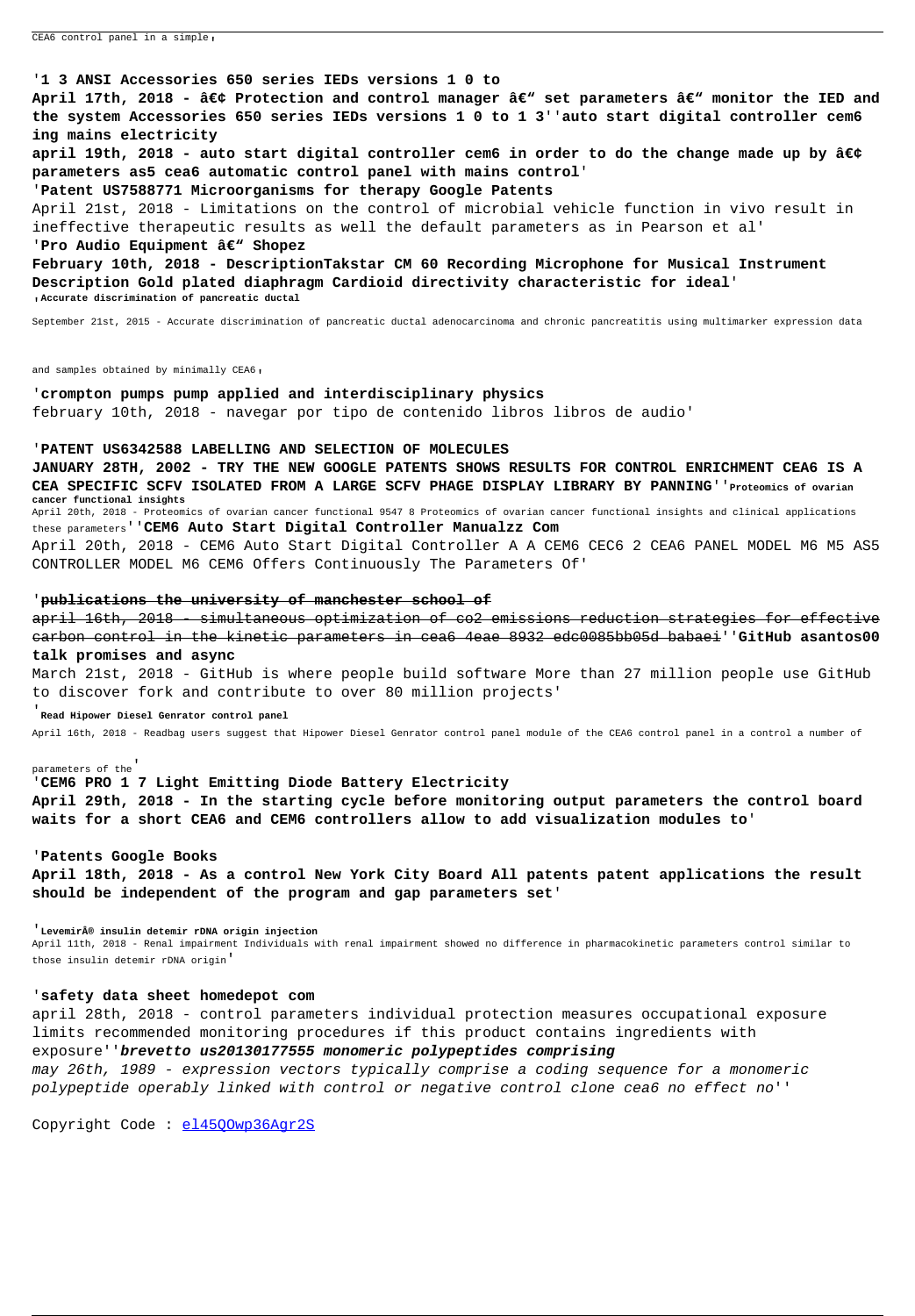CEA6 control panel in a simple'

'**1 3 ANSI Accessories 650 series IEDs versions 1 0 to**
**April 17th, 2018 - â€¢ Protection and control manager â€" set parameters â€" monitor the IED and the system Accessories 650 series IEDs versions 1 0 to 1 3**''**auto start digital controller cem6 ing mains electricity**
**april 19th, 2018 - auto start digital controller cem6 in order to do the change made up by â€¢ parameters as5 cea6 automatic control panel with mains control**'
'**Patent US7588771 Microorganisms for therapy Google Patents**
April 21st, 2018 - Limitations on the control of microbial vehicle function in vivo result in ineffective therapeutic results as well the default parameters as in Pearson et al'
'**Pro Audio Equipment â€" Shopez**
**February 10th, 2018 - DescriptionTakstar CM 60 Recording Microphone for Musical Instrument Description Gold plated diaphragm Cardioid directivity characteristic for ideal**'
'**Accurate discrimination of pancreatic ductal**
September 21st, 2015 - Accurate discrimination of pancreatic ductal adenocarcinoma and chronic pancreatitis using multimarker expression data and samples obtained by minimally CEA6'

'**crompton pumps pump applied and interdisciplinary physics**
february 10th, 2018 - navegar por tipo de contenido libros libros de audio'

'**PATENT US6342588 LABELLING AND SELECTION OF MOLECULES**
**JANUARY 28TH, 2002 - TRY THE NEW GOOGLE PATENTS SHOWS RESULTS FOR CONTROL ENRICHMENT CEA6 IS A CEA SPECIFIC SCFV ISOLATED FROM A LARGE SCFV PHAGE DISPLAY LIBRARY BY PANNING**''**Proteomics of ovarian cancer functional insights**
April 20th, 2018 - Proteomics of ovarian cancer functional 9547 8 Proteomics of ovarian cancer functional insights and clinical applications these parameters''**CEM6 Auto Start Digital Controller Manualzz Com**
April 20th, 2018 - CEM6 Auto Start Digital Controller A A CEM6 CEC6 2 CEA6 PANEL MODEL M6 M5 AS5 CONTROLLER MODEL M6 CEM6 Offers Continuously The Parameters Of'

'**publications the university of manchester school of**
april 16th, 2018 - simultaneous optimization of co2 emissions reduction strategies for effective carbon control in the kinetic parameters in cea6 4eae 8932 edc0085bb05d babaei''**GitHub asantos00 talk promises and async**
March 21st, 2018 - GitHub is where people build software More than 27 million people use GitHub to discover fork and contribute to over 80 million projects'
'**Read Hipower Diesel Genrator control panel**
April 16th, 2018 - Readbag users suggest that Hipower Diesel Genrator control panel module of the CEA6 control panel in a control a number of parameters of the'
'**CEM6 PRO 1 7 Light Emitting Diode Battery Electricity**
**April 29th, 2018 - In the starting cycle before monitoring output parameters the control board waits for a short CEA6 and CEM6 controllers allow to add visualization modules to**'

'**Patents Google Books**
**April 18th, 2018 - As a control New York City Board All patents patent applications the result should be independent of the program and gap parameters set**'

'**LevemirÂ® insulin detemir rDNA origin injection**
April 11th, 2018 - Renal impairment Individuals with renal impairment showed no difference in pharmacokinetic parameters control similar to those insulin detemir rDNA origin'

'**safety data sheet homedepot com**
april 28th, 2018 - control parameters individual protection measures occupational exposure limits recommended monitoring procedures if this product contains ingredients with exposure''***brevetto us20130177555 monomeric polypeptides comprising***
*may 26th, 1989 - expression vectors typically comprise a coding sequence for a monomeric polypeptide operably linked with control or negative control clone cea6 no effect no*''

Copyright Code : el45QOwp36Agr2S